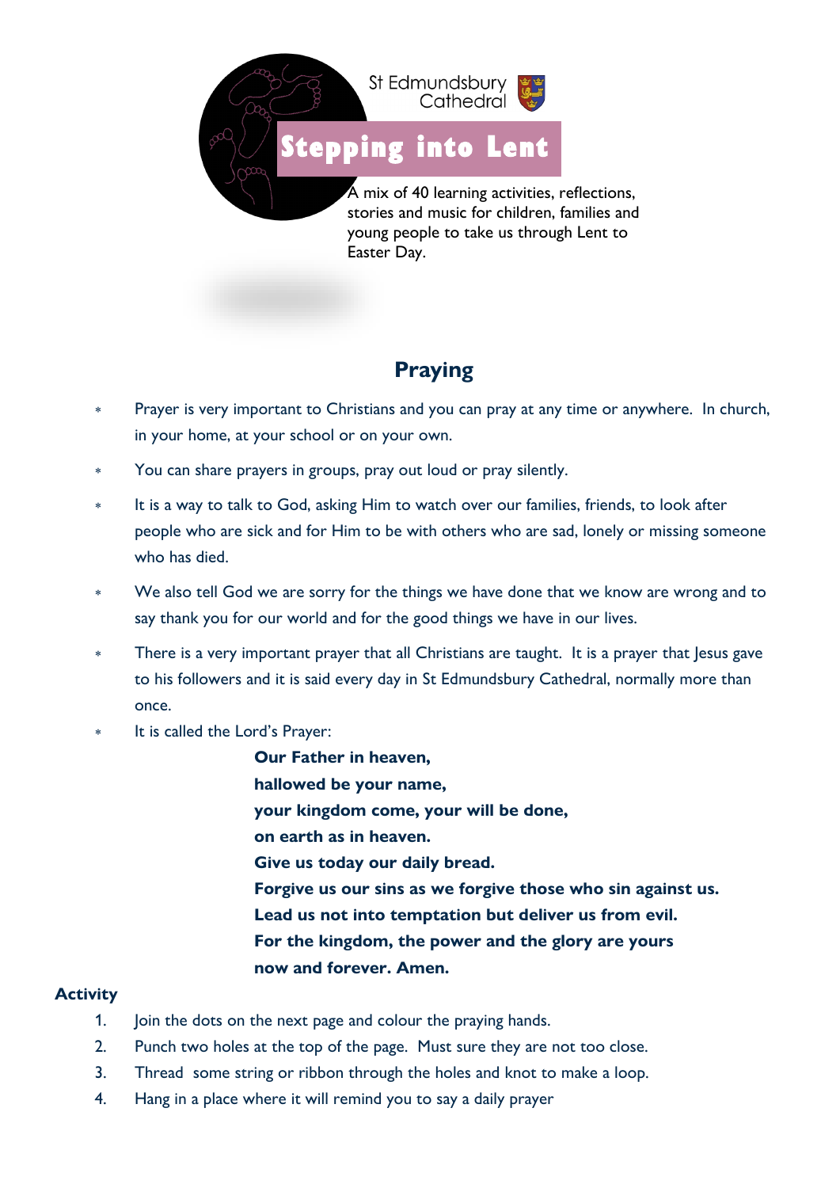St Edmundsbury Cathedral

# Stepping into Lent

A mix of 40 learning activities, reflections, stories and music for children, families and young people to take us through Lent to Easter Day.

## Praying

- Prayer is very important to Christians and you can pray at any time or anywhere. In church, in your home, at your school or on your own.
- You can share prayers in groups, pray out loud or pray silently.
- It is a way to talk to God, asking Him to watch over our families, friends, to look after people who are sick and for Him to be with others who are sad, lonely or missing someone who has died.
- We also tell God we are sorry for the things we have done that we know are wrong and to say thank you for our world and for the good things we have in our lives.
- There is a very important prayer that all Christians are taught. It is a prayer that Jesus gave to his followers and it is said every day in St Edmundsbury Cathedral, normally more than once.
- It is called the Lord's Prayer:

**Our Father in heaven,**
**hallowed be your name,**
**your kingdom come, your will be done,**
**on earth as in heaven.**
**Give us today our daily bread.**
**Forgive us our sins as we forgive those who sin against us.**
**Lead us not into temptation but deliver us from evil.**
**For the kingdom, the power and the glory are yours**
**now and forever. Amen.**

### Activity

1. Join the dots on the next page and colour the praying hands.
2. Punch two holes at the top of the page. Must sure they are not too close.
3. Thread some string or ribbon through the holes and knot to make a loop.
4. Hang in a place where it will remind you to say a daily prayer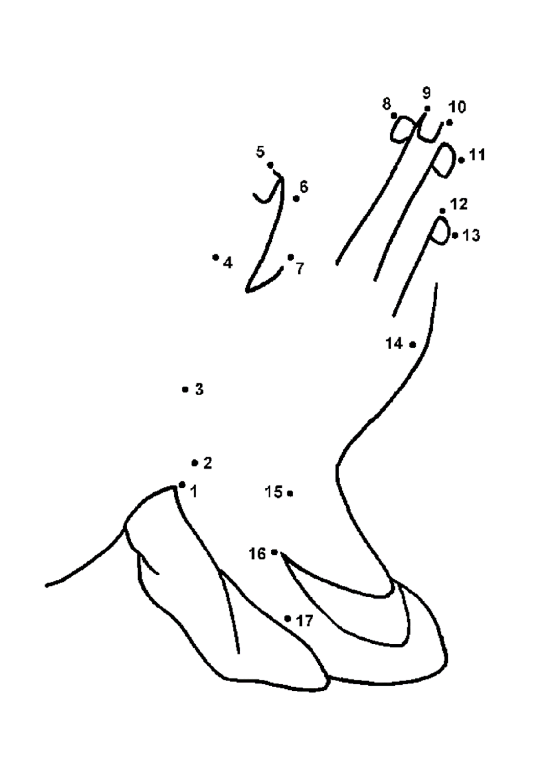1
2
3
4
5
6
7
8
9
10
11
12
13
14
15
16
17